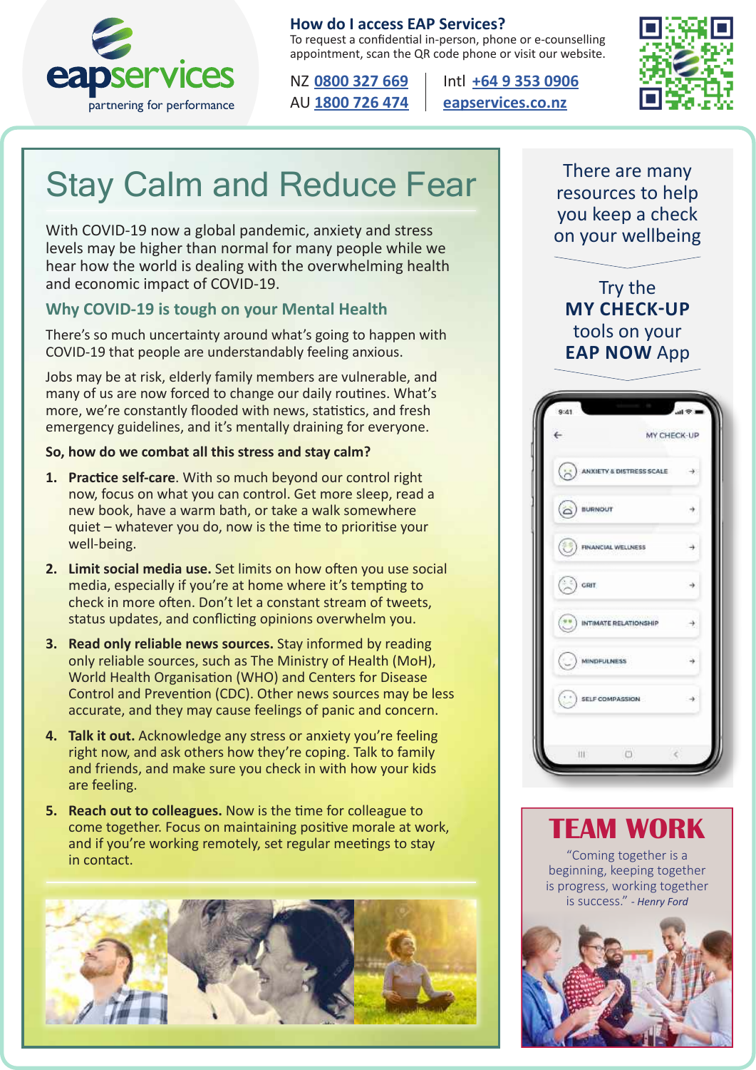eapservices
partnering for performance

**How do I access EAP Services?**
To request a confidential in-person, phone or e-counselling appointment, scan the QR code phone or visit our website.

NZ **0800 327 669** | Intl **+64 9 353 0906**
AU **1800 726 474** | **eapservices.co.nz**

# Stay Calm and Reduce Fear

With COVID-19 now a global pandemic, anxiety and stress levels may be higher than normal for many people while we hear how the world is dealing with the overwhelming health and economic impact of COVID-19.

## Why COVID-19 is tough on your Mental Health

There's so much uncertainty around what's going to happen with COVID-19 that people are understandably feeling anxious.

Jobs may be at risk, elderly family members are vulnerable, and many of us are now forced to change our daily routines. What's more, we're constantly flooded with news, statistics, and fresh emergency guidelines, and it's mentally draining for everyone.

**So, how do we combat all this stress and stay calm?**

1. **Practice self-care**. With so much beyond our control right now, focus on what you can control. Get more sleep, read a new book, have a warm bath, or take a walk somewhere quiet – whatever you do, now is the time to prioritise your well-being.
2. **Limit social media use.** Set limits on how often you use social media, especially if you're at home where it's tempting to check in more often. Don't let a constant stream of tweets, status updates, and conflicting opinions overwhelm you.
3. **Read only reliable news sources.** Stay informed by reading only reliable sources, such as The Ministry of Health (MoH), World Health Organisation (WHO) and Centers for Disease Control and Prevention (CDC). Other news sources may be less accurate, and they may cause feelings of panic and concern.
4. **Talk it out.** Acknowledge any stress or anxiety you're feeling right now, and ask others how they're coping. Talk to family and friends, and make sure you check in with how your kids are feeling.
5. **Reach out to colleagues.** Now is the time for colleague to come together. Focus on maintaining positive morale at work, and if you're working remotely, set regular meetings to stay in contact.

There are many resources to help you keep a check on your wellbeing

Try the **MY CHECK-UP** tools on your **EAP NOW** App

## TEAM WORK

"Coming together is a beginning, keeping together is progress, working together is success." *- Henry Ford*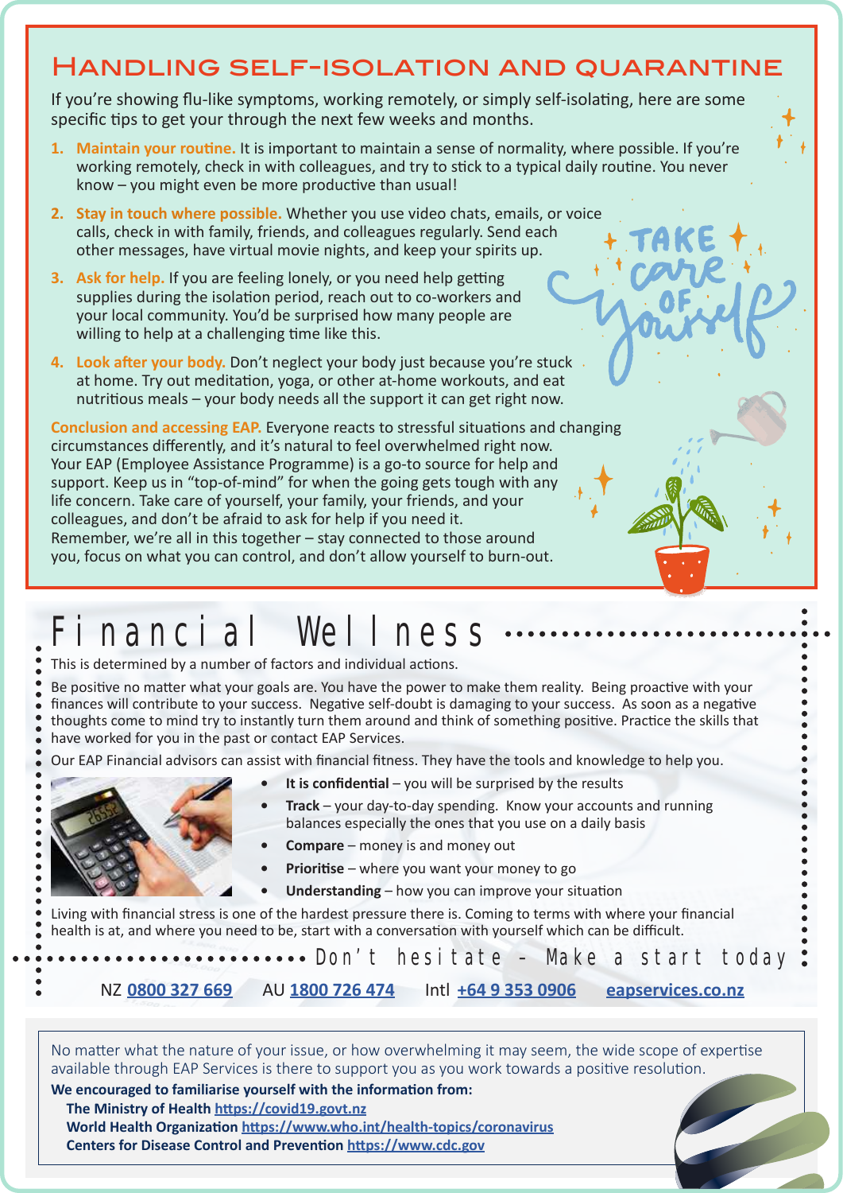## Handling self-isolation and quarantine

If you're showing flu-like symptoms, working remotely, or simply self-isolating, here are some specific tips to get your through the next few weeks and months.

1. **Maintain your routine.** It is important to maintain a sense of normality, where possible. If you're working remotely, check in with colleagues, and try to stick to a typical daily routine. You never know – you might even be more productive than usual!
2. **Stay in touch where possible.** Whether you use video chats, emails, or voice calls, check in with family, friends, and colleagues regularly. Send each other messages, have virtual movie nights, and keep your spirits up.
3. **Ask for help.** If you are feeling lonely, or you need help getting supplies during the isolation period, reach out to co-workers and your local community. You'd be surprised how many people are willing to help at a challenging time like this.
4. **Look after your body.** Don't neglect your body just because you're stuck at home. Try out meditation, yoga, or other at-home workouts, and eat nutritious meals – your body needs all the support it can get right now.

**Conclusion and accessing EAP.** Everyone reacts to stressful situations and changing circumstances differently, and it's natural to feel overwhelmed right now. Your EAP (Employee Assistance Programme) is a go-to source for help and support. Keep us in "top-of-mind" for when the going gets tough with any life concern. Take care of yourself, your family, your friends, and your colleagues, and don't be afraid to ask for help if you need it. Remember, we're all in this together – stay connected to those around you, focus on what you can control, and don't allow yourself to burn-out.

TAKE care OF yourself

## Financial Wellness

This is determined by a number of factors and individual actions.

Be positive no matter what your goals are. You have the power to make them reality. Being proactive with your finances will contribute to your success. Negative self-doubt is damaging to your success. As soon as a negative thoughts come to mind try to instantly turn them around and think of something positive. Practice the skills that have worked for you in the past or contact EAP Services.

Our EAP Financial advisors can assist with financial fitness. They have the tools and knowledge to help you.

- **It is confidential** – you will be surprised by the results
- **Track** – your day-to-day spending. Know your accounts and running balances especially the ones that you use on a daily basis
- **Compare** – money is and money out
- **Prioritise** – where you want your money to go
- **Understanding** – how you can improve your situation

Living with financial stress is one of the hardest pressure there is. Coming to terms with where your financial health is at, and where you need to be, start with a conversation with yourself which can be difficult.

Don't hesitate - Make a start today

NZ 0800 327 669 AU 1800 726 474 Intl +64 9 353 0906 eapservices.co.nz

No matter what the nature of your issue, or how overwhelming it may seem, the wide scope of expertise available through EAP Services is there to support you as you work towards a positive resolution.

**We encouraged to familiarise yourself with the information from:**

**The Ministry of Health** https://covid19.govt.nz
**World Health Organization** https://www.who.int/health-topics/coronavirus
**Centers for Disease Control and Prevention** https://www.cdc.gov